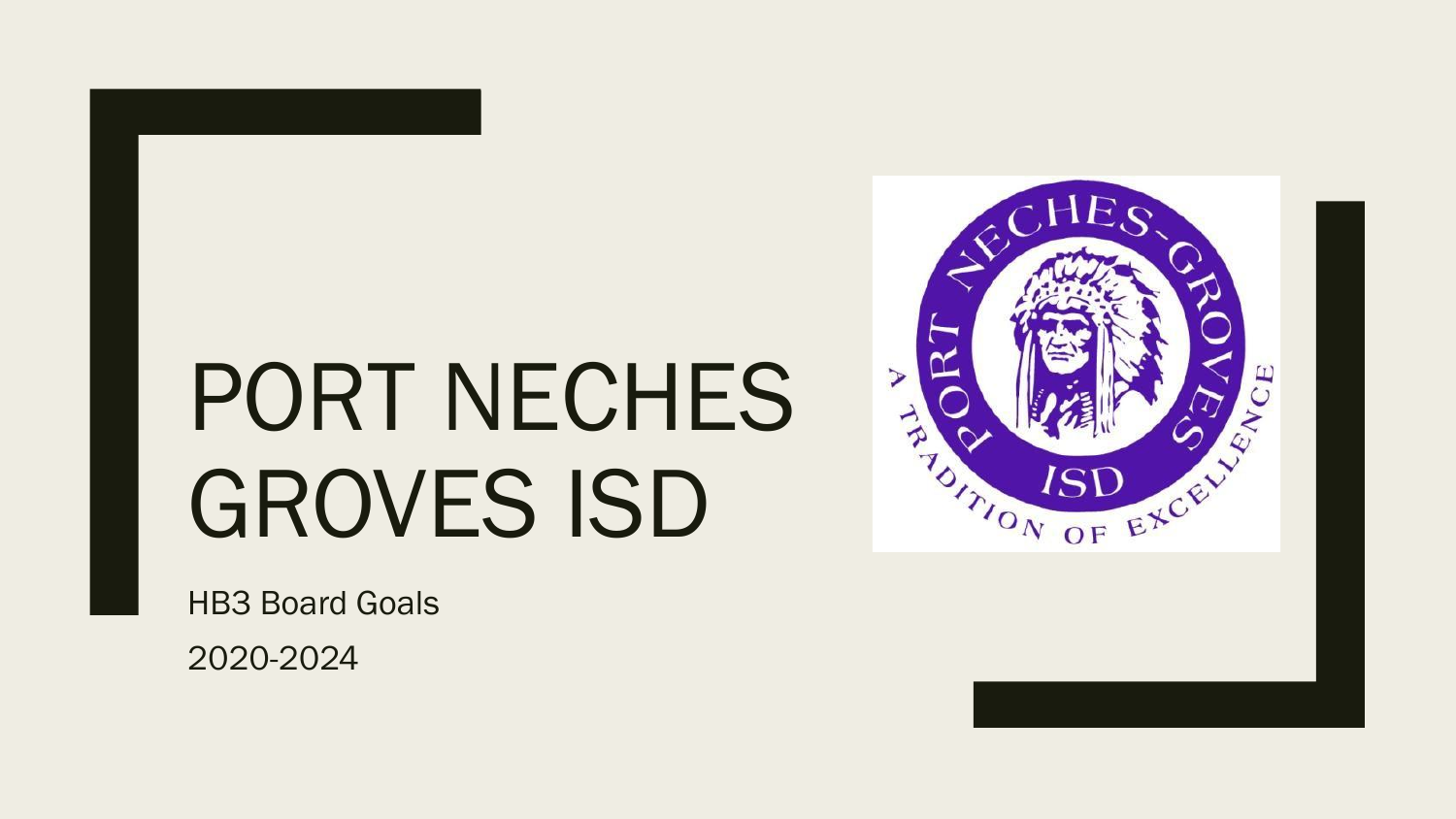# PORT NECHES GROVES ISD

HB3 Board Goals

2020-2024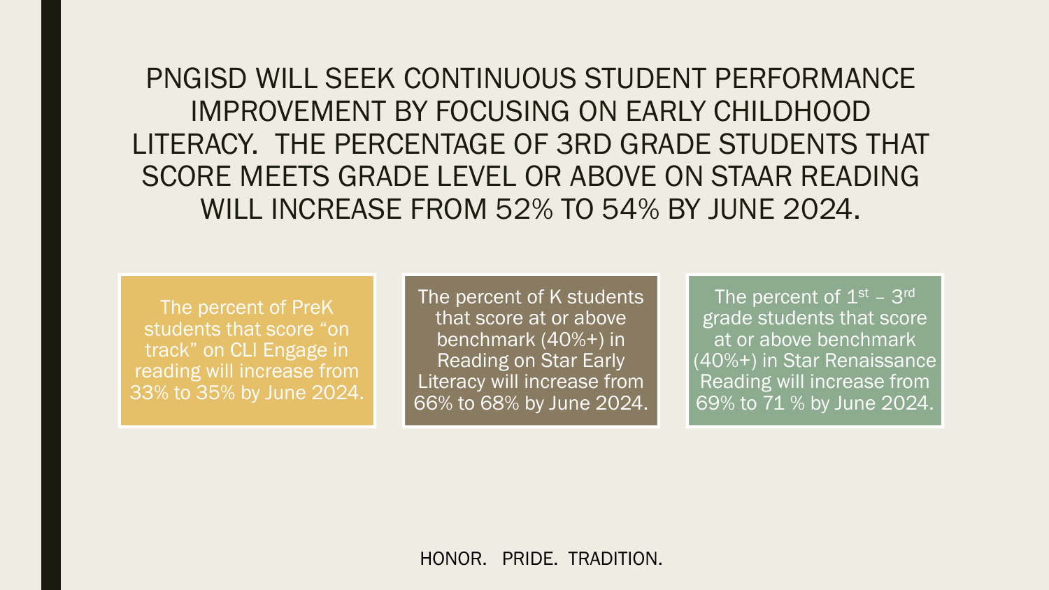# PNGISD WILL SEEK CONTINUOUS STUDENT PERFORMANCE IMPROVEMENT BY FOCUSING ON EARLY CHILDHOOD LITERACY. THE PERCENTAGE OF 3RD GRADE STUDENTS THAT SCORE MEETS GRADE LEVEL OR ABOVE ON STAAR READING WILL INCREASE FROM 52% TO 54% BY JUNE 2024.

The percent of PreK students that score "on track" on CLI Engage in reading will increase from 33% to 35% by June 2024.

The percent of K students that score at or above benchmark (40%+) in Reading on Star Early Literacy will increase from 66% to 68% by June 2024.

The percent of 1st – 3rd grade students that score at or above benchmark (40%+) in Star Renaissance Reading will increase from 69% to 71 % by June 2024.

HONOR. PRIDE. TRADITION.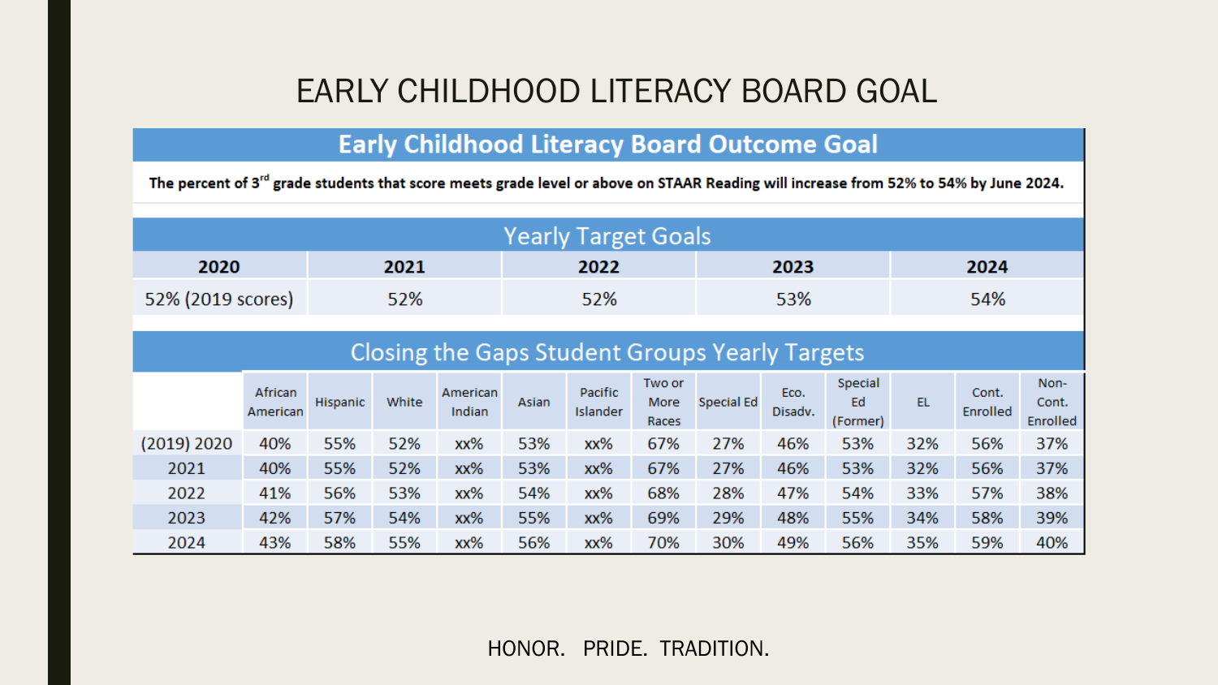# EARLY CHILDHOOD LITERACY BOARD GOAL

## Early Childhood Literacy Board Outcome Goal

**The percent of 3rd grade students that score meets grade level or above on STAAR Reading will increase from 52% to 54% by June 2024.**

### Yearly Target Goals

| 2020 | 2021 | 2022 | 2023 | 2024 |
|---|---|---|---|---|
| 52% (2019 scores) | 52% | 52% | 53% | 54% |

### Closing the Gaps Student Groups Yearly Targets

| | African American | Hispanic | White | American Indian | Asian | Pacific Islander | Two or More Races | Special Ed | Eco. Disadv. | Special Ed (Former) | EL | Cont. Enrolled | Non-Cont. Enrolled |
|---|---|---|---|---|---|---|---|---|---|---|---|---|---|
| (2019) 2020 | 40% | 55% | 52% | xx% | 53% | xx% | 67% | 27% | 46% | 53% | 32% | 56% | 37% |
| 2021 | 40% | 55% | 52% | xx% | 53% | xx% | 67% | 27% | 46% | 53% | 32% | 56% | 37% |
| 2022 | 41% | 56% | 53% | xx% | 54% | xx% | 68% | 28% | 47% | 54% | 33% | 57% | 38% |
| 2023 | 42% | 57% | 54% | xx% | 55% | xx% | 69% | 29% | 48% | 55% | 34% | 58% | 39% |
| 2024 | 43% | 58% | 55% | xx% | 56% | xx% | 70% | 30% | 49% | 56% | 35% | 59% | 40% |

HONOR. PRIDE. TRADITION.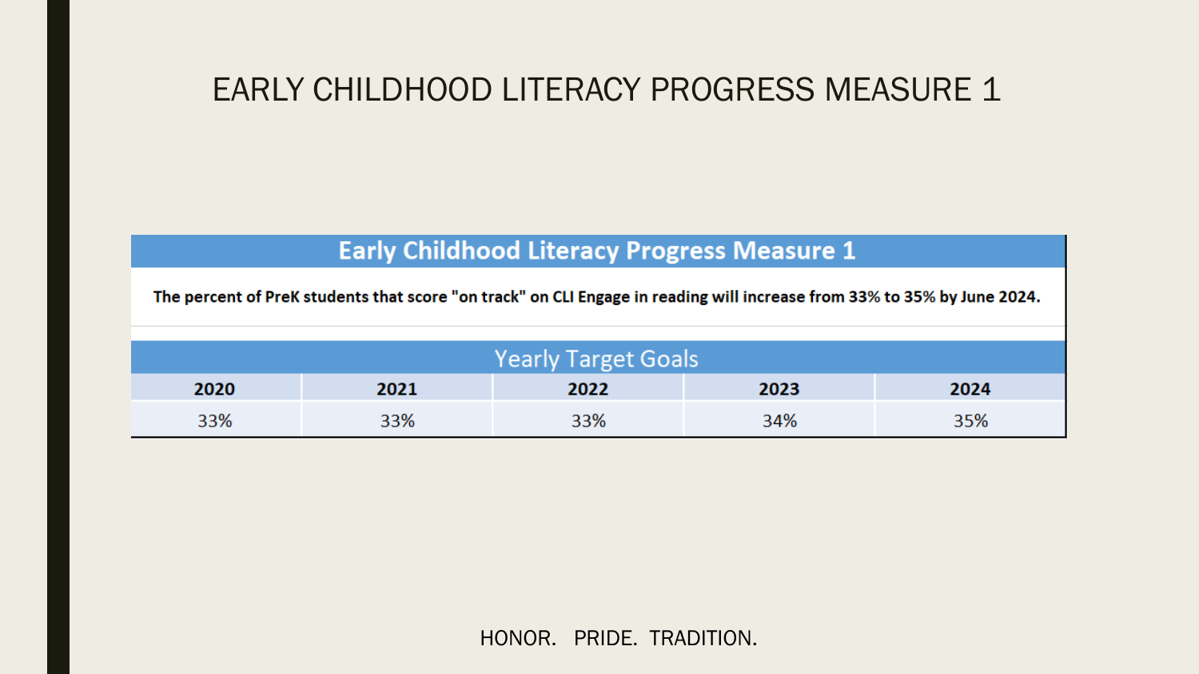# EARLY CHILDHOOD LITERACY PROGRESS MEASURE 1

| Early Childhood Literacy Progress Measure 1 | | | | |
|---|---|---|---|---|
| **The percent of PreK students that score "on track" on CLI Engage in reading will increase from 33% to 35% by June 2024.** | | | | |
| Yearly Target Goals | | | | |
| **2020** | **2021** | **2022** | **2023** | **2024** |
| 33% | 33% | 33% | 34% | 35% |

HONOR. PRIDE. TRADITION.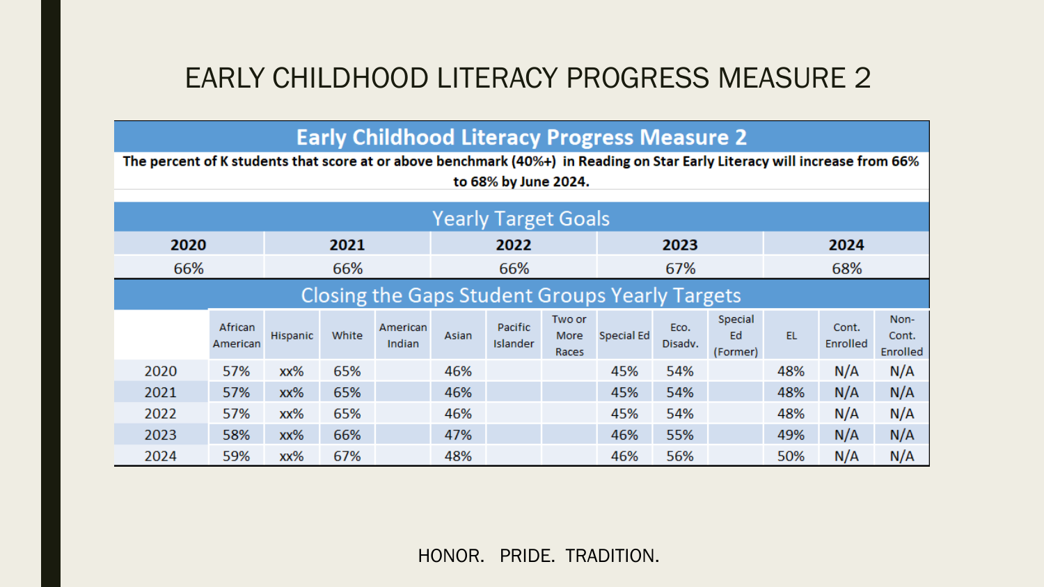# EARLY CHILDHOOD LITERACY PROGRESS MEASURE 2

## Early Childhood Literacy Progress Measure 2

**The percent of K students that score at or above benchmark (40%+) in Reading on Star Early Literacy will increase from 66% to 68% by June 2024.**

### Yearly Target Goals

| 2020 | 2021 | 2022 | 2023 | 2024 |
|---|---|---|---|---|
| 66% | 66% | 66% | 67% | 68% |

### Closing the Gaps Student Groups Yearly Targets

| | African American | Hispanic | White | American Indian | Asian | Pacific Islander | Two or More Races | Special Ed | Eco. Disadv. | Special Ed (Former) | EL | Cont. Enrolled | Non-Cont. Enrolled |
|---|---|---|---|---|---|---|---|---|---|---|---|---|---|
| 2020 | 57% | xx% | 65% | | 46% | | | 45% | 54% | | 48% | N/A | N/A |
| 2021 | 57% | xx% | 65% | | 46% | | | 45% | 54% | | 48% | N/A | N/A |
| 2022 | 57% | xx% | 65% | | 46% | | | 45% | 54% | | 48% | N/A | N/A |
| 2023 | 58% | xx% | 66% | | 47% | | | 46% | 55% | | 49% | N/A | N/A |
| 2024 | 59% | xx% | 67% | | 48% | | | 46% | 56% | | 50% | N/A | N/A |

HONOR. PRIDE. TRADITION.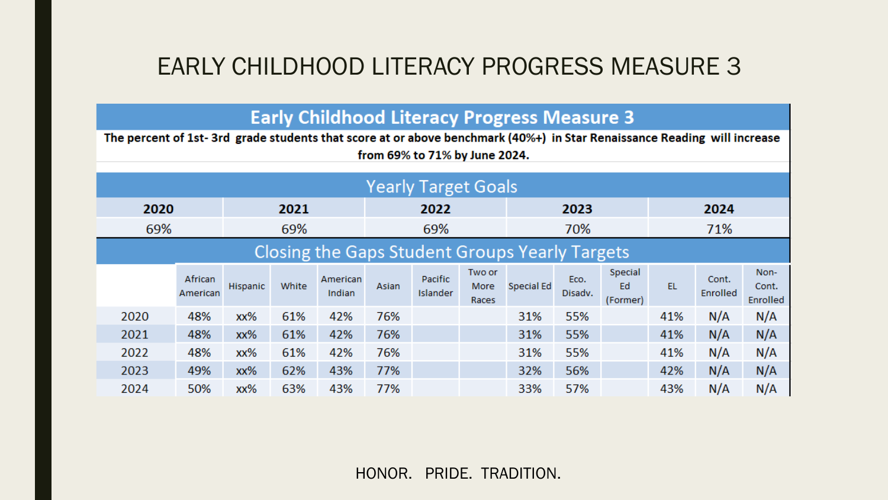# EARLY CHILDHOOD LITERACY PROGRESS MEASURE 3

## Early Childhood Literacy Progress Measure 3

**The percent of 1st- 3rd grade students that score at or above benchmark (40%+) in Star Renaissance Reading will increase from 69% to 71% by June 2024.**

### Yearly Target Goals

| 2020 | 2021 | 2022 | 2023 | 2024 |
|---|---|---|---|---|
| 69% | 69% | 69% | 70% | 71% |

### Closing the Gaps Student Groups Yearly Targets

| | African American | Hispanic | White | American Indian | Asian | Pacific Islander | Two or More Races | Special Ed | Eco. Disadv. | Special Ed (Former) | EL | Cont. Enrolled | Non-Cont. Enrolled |
|---|---|---|---|---|---|---|---|---|---|---|---|---|---|
| 2020 | 48% | xx% | 61% | 42% | 76% | | | 31% | 55% | | 41% | N/A | N/A |
| 2021 | 48% | xx% | 61% | 42% | 76% | | | 31% | 55% | | 41% | N/A | N/A |
| 2022 | 48% | xx% | 61% | 42% | 76% | | | 31% | 55% | | 41% | N/A | N/A |
| 2023 | 49% | xx% | 62% | 43% | 77% | | | 32% | 56% | | 42% | N/A | N/A |
| 2024 | 50% | xx% | 63% | 43% | 77% | | | 33% | 57% | | 43% | N/A | N/A |

HONOR. PRIDE. TRADITION.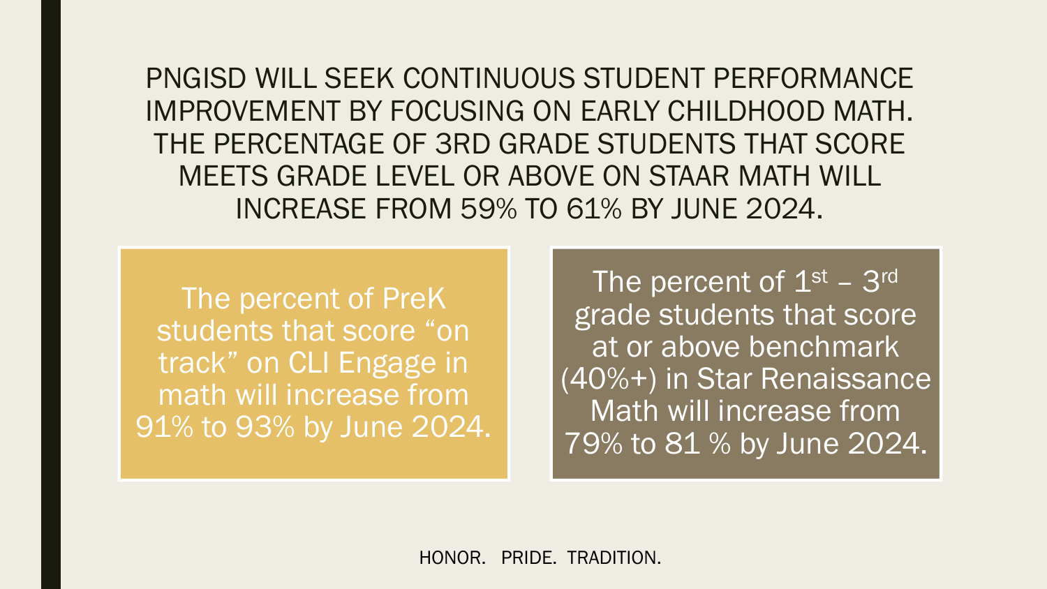PNGISD WILL SEEK CONTINUOUS STUDENT PERFORMANCE IMPROVEMENT BY FOCUSING ON EARLY CHILDHOOD MATH. THE PERCENTAGE OF 3RD GRADE STUDENTS THAT SCORE MEETS GRADE LEVEL OR ABOVE ON STAAR MATH WILL INCREASE FROM 59% TO 61% BY JUNE 2024.

The percent of PreK students that score “on track” on CLI Engage in math will increase from 91% to 93% by June 2024.

The percent of 1st – 3rd grade students that score at or above benchmark (40%+) in Star Renaissance Math will increase from 79% to 81 % by June 2024.

HONOR. PRIDE. TRADITION.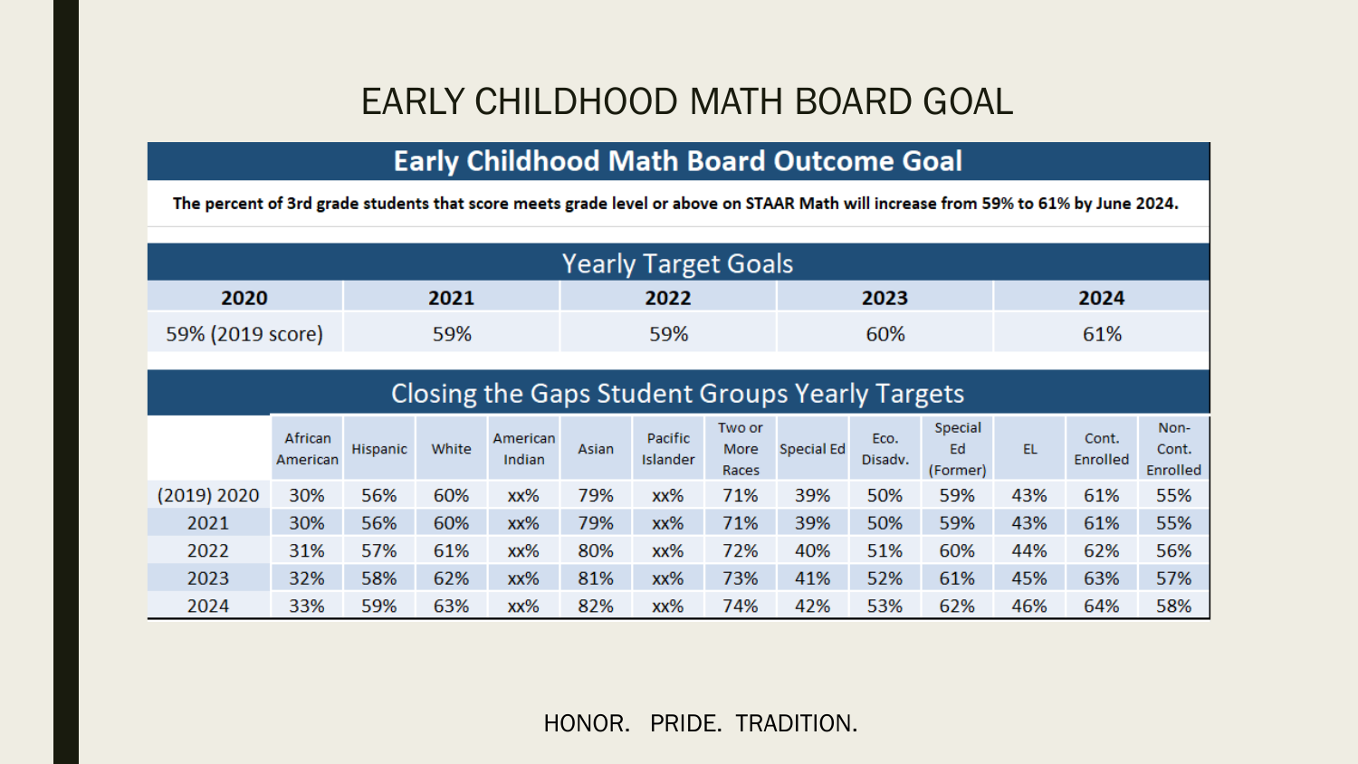# EARLY CHILDHOOD MATH BOARD GOAL

## Early Childhood Math Board Outcome Goal

**The percent of 3rd grade students that score meets grade level or above on STAAR Math will increase from 59% to 61% by June 2024.**

### Yearly Target Goals

| 2020 | 2021 | 2022 | 2023 | 2024 |
|---|---|---|---|---|
| 59% (2019 score) | 59% | 59% | 60% | 61% |

### Closing the Gaps Student Groups Yearly Targets

| | African American | Hispanic | White | American Indian | Asian | Pacific Islander | Two or More Races | Special Ed | Eco. Disadv. | Special Ed (Former) | EL | Cont. Enrolled | Non-Cont. Enrolled |
|---|---|---|---|---|---|---|---|---|---|---|---|---|---|
| (2019) 2020 | 30% | 56% | 60% | xx% | 79% | xx% | 71% | 39% | 50% | 59% | 43% | 61% | 55% |
| 2021 | 30% | 56% | 60% | xx% | 79% | xx% | 71% | 39% | 50% | 59% | 43% | 61% | 55% |
| 2022 | 31% | 57% | 61% | xx% | 80% | xx% | 72% | 40% | 51% | 60% | 44% | 62% | 56% |
| 2023 | 32% | 58% | 62% | xx% | 81% | xx% | 73% | 41% | 52% | 61% | 45% | 63% | 57% |
| 2024 | 33% | 59% | 63% | xx% | 82% | xx% | 74% | 42% | 53% | 62% | 46% | 64% | 58% |

HONOR. PRIDE. TRADITION.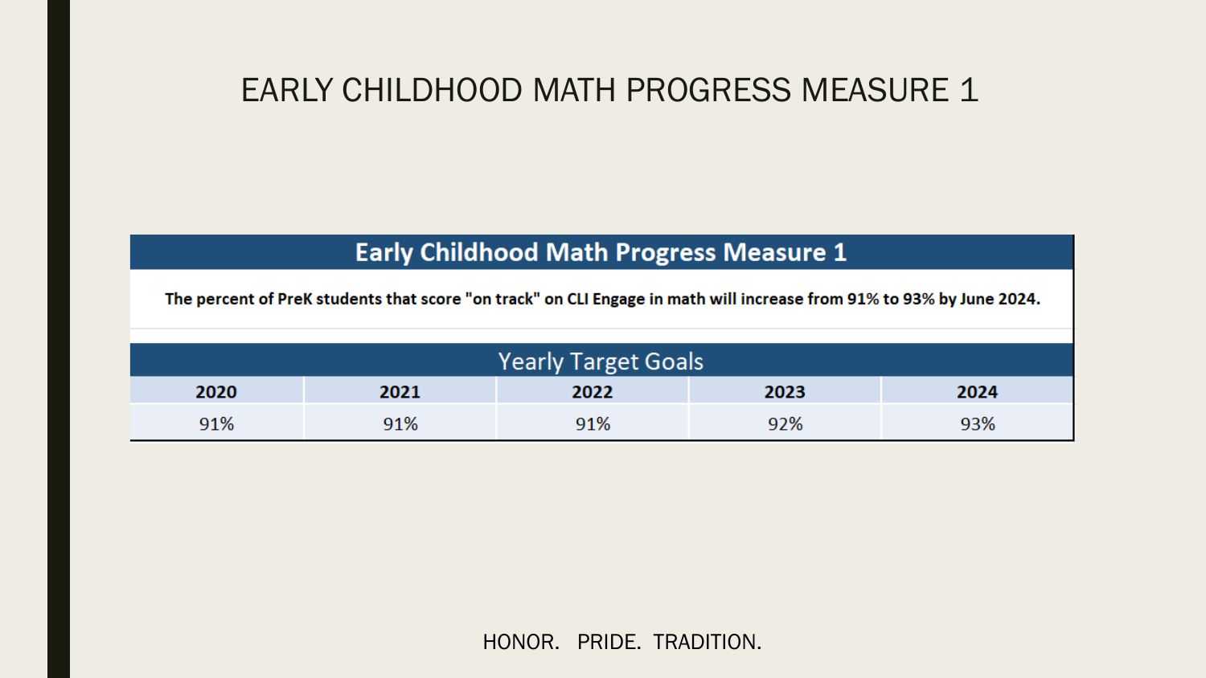# EARLY CHILDHOOD MATH PROGRESS MEASURE 1

| Early Childhood Math Progress Measure 1 | | | | |
|---|---|---|---|---|
| **The percent of PreK students that score "on track" on CLI Engage in math will increase from 91% to 93% by June 2024.** | | | | |
| Yearly Target Goals | | | | |
| **2020** | **2021** | **2022** | **2023** | **2024** |
| 91% | 91% | 91% | 92% | 93% |

HONOR. PRIDE. TRADITION.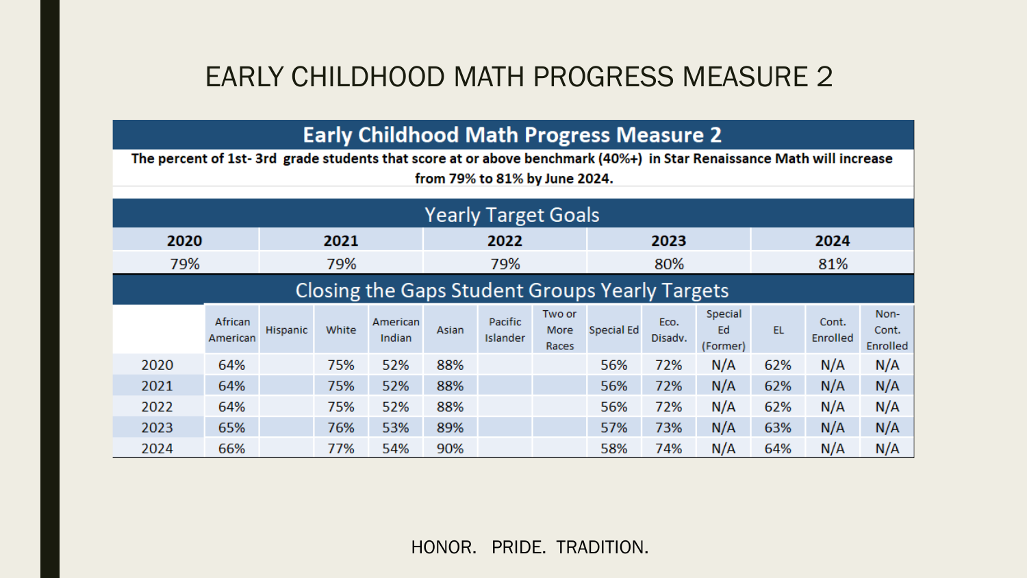# EARLY CHILDHOOD MATH PROGRESS MEASURE 2

## Early Childhood Math Progress Measure 2

**The percent of 1st- 3rd grade students that score at or above benchmark (40%+) in Star Renaissance Math will increase from 79% to 81% by June 2024.**

### Yearly Target Goals

| 2020 | 2021 | 2022 | 2023 | 2024 |
|---|---|---|---|---|
| 79% | 79% | 79% | 80% | 81% |

### Closing the Gaps Student Groups Yearly Targets

| | African American | Hispanic | White | American Indian | Asian | Pacific Islander | Two or More Races | Special Ed | Eco. Disadv. | Special Ed (Former) | EL | Cont. Enrolled | Non-Cont. Enrolled |
|---|---|---|---|---|---|---|---|---|---|---|---|---|---|
| 2020 | 64% | | 75% | 52% | 88% | | | 56% | 72% | N/A | 62% | N/A | N/A |
| 2021 | 64% | | 75% | 52% | 88% | | | 56% | 72% | N/A | 62% | N/A | N/A |
| 2022 | 64% | | 75% | 52% | 88% | | | 56% | 72% | N/A | 62% | N/A | N/A |
| 2023 | 65% | | 76% | 53% | 89% | | | 57% | 73% | N/A | 63% | N/A | N/A |
| 2024 | 66% | | 77% | 54% | 90% | | | 58% | 74% | N/A | 64% | N/A | N/A |

HONOR. PRIDE. TRADITION.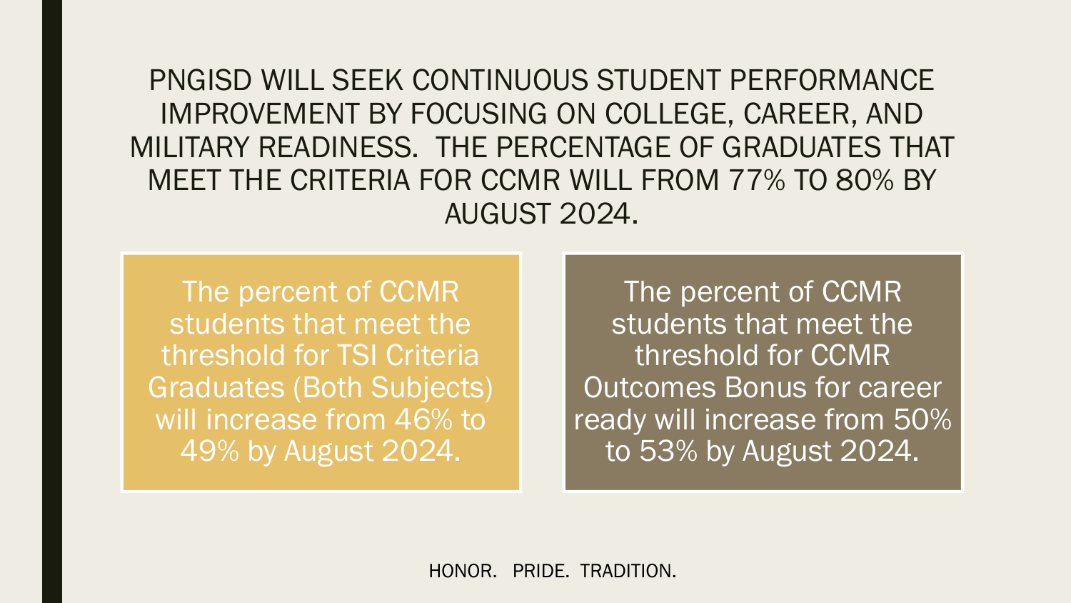# PNGISD WILL SEEK CONTINUOUS STUDENT PERFORMANCE IMPROVEMENT BY FOCUSING ON COLLEGE, CAREER, AND MILITARY READINESS. THE PERCENTAGE OF GRADUATES THAT MEET THE CRITERIA FOR CCMR WILL FROM 77% TO 80% BY AUGUST 2024.

The percent of CCMR students that meet the threshold for TSI Criteria Graduates (Both Subjects) will increase from 46% to 49% by August 2024.

The percent of CCMR students that meet the threshold for CCMR Outcomes Bonus for career ready will increase from 50% to 53% by August 2024.

HONOR. PRIDE. TRADITION.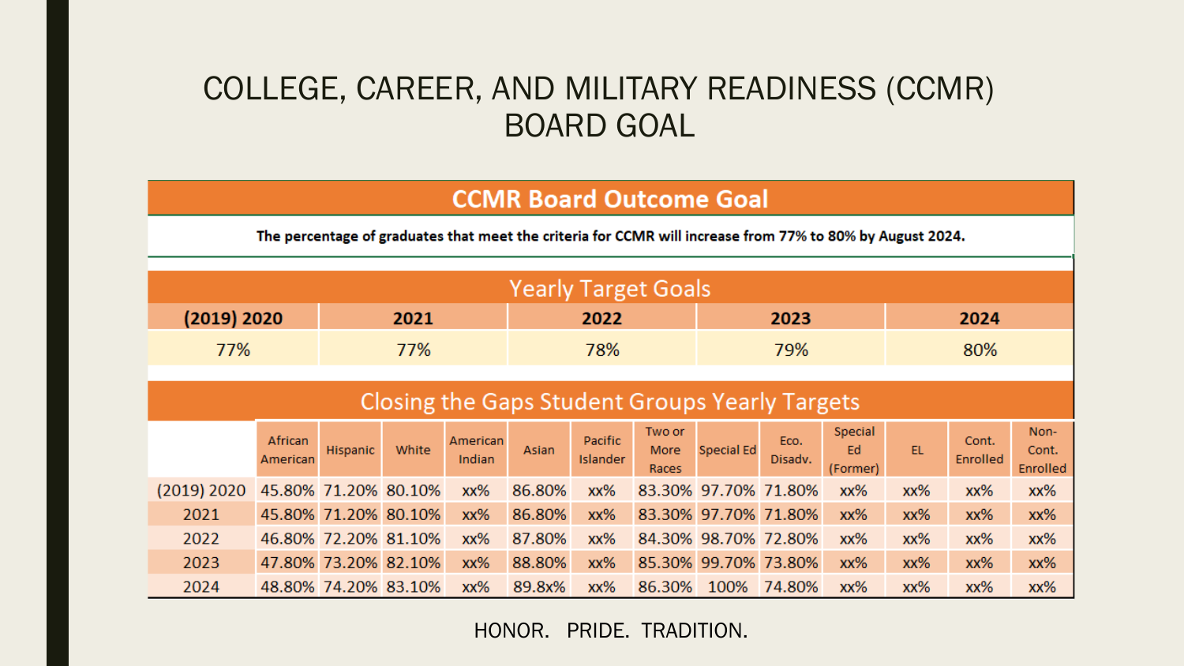# COLLEGE, CAREER, AND MILITARY READINESS (CCMR) BOARD GOAL

## CCMR Board Outcome Goal

**The percentage of graduates that meet the criteria for CCMR will increase from 77% to 80% by August 2024.**

### Yearly Target Goals

| (2019) 2020 | 2021 | 2022 | 2023 | 2024 |
|---|---|---|---|---|
| 77% | 77% | 78% | 79% | 80% |

### Closing the Gaps Student Groups Yearly Targets

| | African American | Hispanic | White | American Indian | Asian | Pacific Islander | Two or More Races | Special Ed | Eco. Disadv. | Special Ed (Former) | EL | Cont. Enrolled | Non-Cont. Enrolled |
|---|---|---|---|---|---|---|---|---|---|---|---|---|---|
| (2019) 2020 | 45.80% | 71.20% | 80.10% | xx% | 86.80% | xx% | 83.30% | 97.70% | 71.80% | xx% | xx% | xx% | xx% |
| 2021 | 45.80% | 71.20% | 80.10% | xx% | 86.80% | xx% | 83.30% | 97.70% | 71.80% | xx% | xx% | xx% | xx% |
| 2022 | 46.80% | 72.20% | 81.10% | xx% | 87.80% | xx% | 84.30% | 98.70% | 72.80% | xx% | xx% | xx% | xx% |
| 2023 | 47.80% | 73.20% | 82.10% | xx% | 88.80% | xx% | 85.30% | 99.70% | 73.80% | xx% | xx% | xx% | xx% |
| 2024 | 48.80% | 74.20% | 83.10% | xx% | 89.8x% | xx% | 86.30% | 100% | 74.80% | xx% | xx% | xx% | xx% |

HONOR. PRIDE. TRADITION.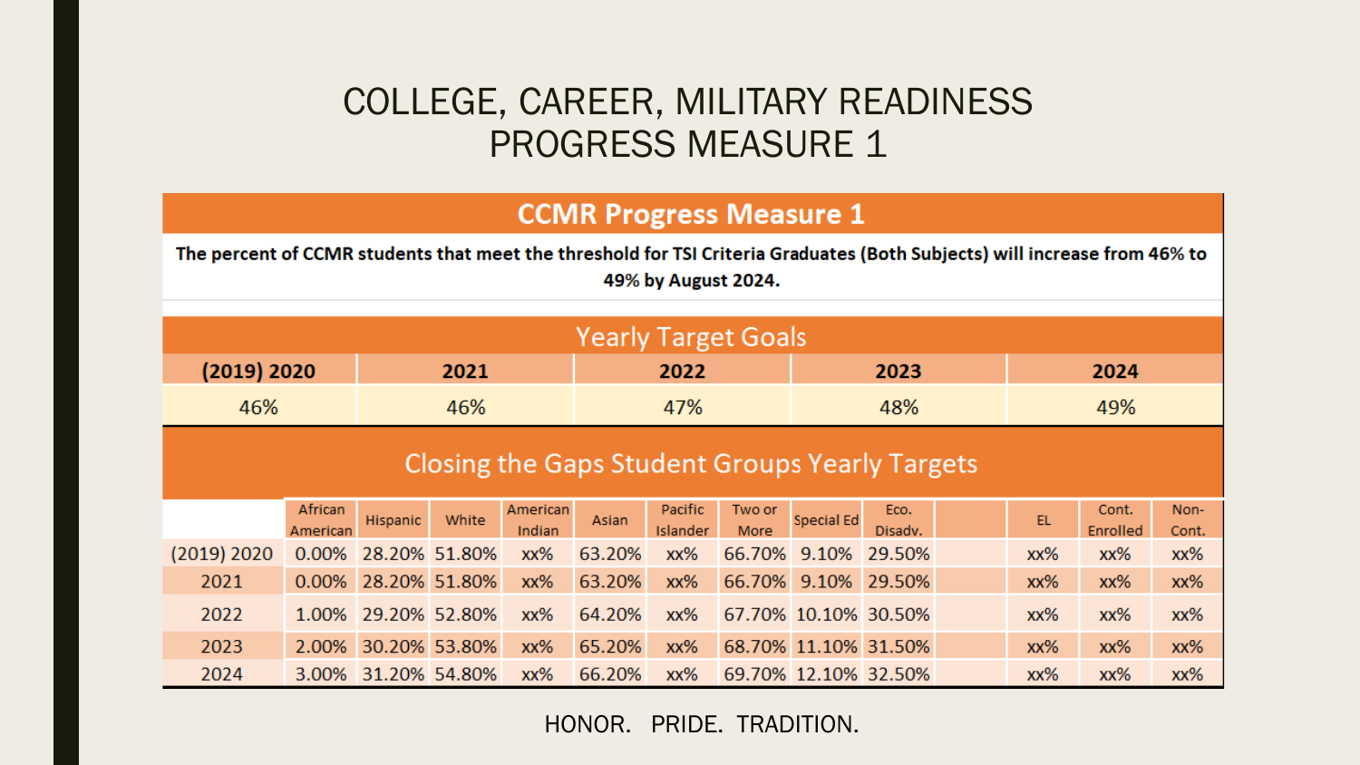# COLLEGE, CAREER, MILITARY READINESS PROGRESS MEASURE 1

## CCMR Progress Measure 1

**The percent of CCMR students that meet the threshold for TSI Criteria Graduates (Both Subjects) will increase from 46% to 49% by August 2024.**

### Yearly Target Goals

| (2019) 2020 | 2021 | 2022 | 2023 | 2024 |
|---|---|---|---|---|
| 46% | 46% | 47% | 48% | 49% |

### Closing the Gaps Student Groups Yearly Targets

| | African American | Hispanic | White | American Indian | Asian | Pacific Islander | Two or More | Special Ed | Eco. Disadv. | | EL | Cont. Enrolled | Non-Cont. |
|---|---|---|---|---|---|---|---|---|---|---|---|---|---|
| (2019) 2020 | 0.00% | 28.20% | 51.80% | xx% | 63.20% | xx% | 66.70% | 9.10% | 29.50% | | xx% | xx% | xx% |
| 2021 | 0.00% | 28.20% | 51.80% | xx% | 63.20% | xx% | 66.70% | 9.10% | 29.50% | | xx% | xx% | xx% |
| 2022 | 1.00% | 29.20% | 52.80% | xx% | 64.20% | xx% | 67.70% | 10.10% | 30.50% | | xx% | xx% | xx% |
| 2023 | 2.00% | 30.20% | 53.80% | xx% | 65.20% | xx% | 68.70% | 11.10% | 31.50% | | xx% | xx% | xx% |
| 2024 | 3.00% | 31.20% | 54.80% | xx% | 66.20% | xx% | 69.70% | 12.10% | 32.50% | | xx% | xx% | xx% |

HONOR. PRIDE. TRADITION.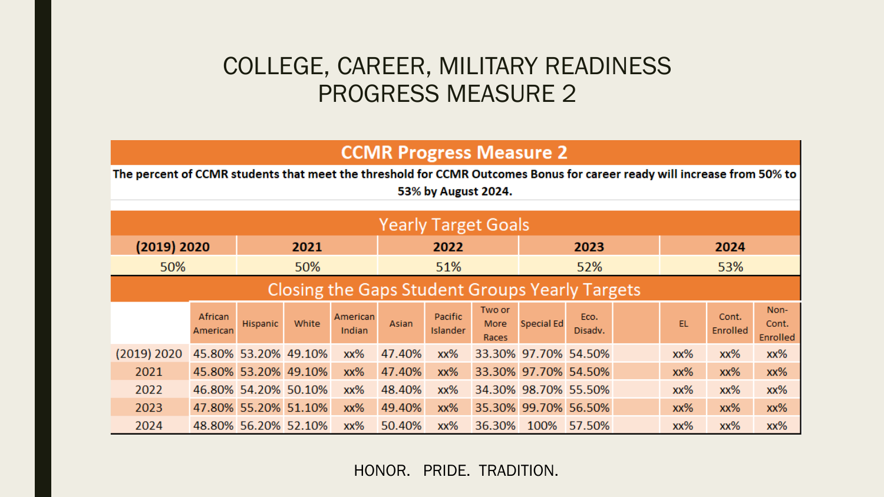# COLLEGE, CAREER, MILITARY READINESS PROGRESS MEASURE 2

## CCMR Progress Measure 2

**The percent of CCMR students that meet the threshold for CCMR Outcomes Bonus for career ready will increase from 50% to 53% by August 2024.**

### Yearly Target Goals

| (2019) 2020 | 2021 | 2022 | 2023 | 2024 |
|---|---|---|---|---|
| 50% | 50% | 51% | 52% | 53% |

### Closing the Gaps Student Groups Yearly Targets

| | African American | Hispanic | White | American Indian | Asian | Pacific Islander | Two or More Races | Special Ed | Eco. Disadv. | | EL | Cont. Enrolled | Non-Cont. Enrolled |
|---|---|---|---|---|---|---|---|---|---|---|---|---|---|
| (2019) 2020 | 45.80% | 53.20% | 49.10% | xx% | 47.40% | xx% | 33.30% | 97.70% | 54.50% | | xx% | xx% | xx% |
| 2021 | 45.80% | 53.20% | 49.10% | xx% | 47.40% | xx% | 33.30% | 97.70% | 54.50% | | xx% | xx% | xx% |
| 2022 | 46.80% | 54.20% | 50.10% | xx% | 48.40% | xx% | 34.30% | 98.70% | 55.50% | | xx% | xx% | xx% |
| 2023 | 47.80% | 55.20% | 51.10% | xx% | 49.40% | xx% | 35.30% | 99.70% | 56.50% | | xx% | xx% | xx% |
| 2024 | 48.80% | 56.20% | 52.10% | xx% | 50.40% | xx% | 36.30% | 100% | 57.50% | | xx% | xx% | xx% |

HONOR. PRIDE. TRADITION.